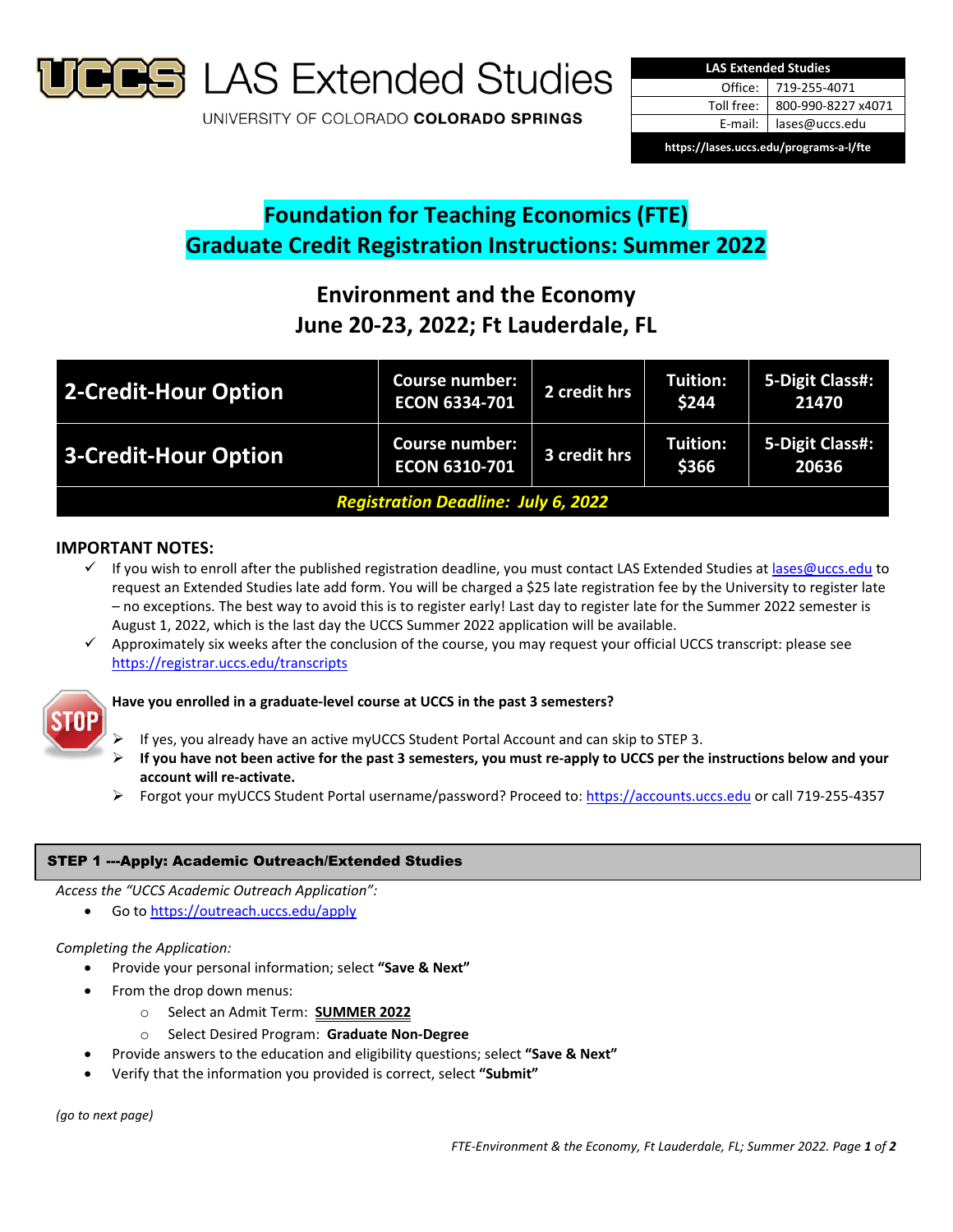# LAS Extended Studies

UNIVERSITY OF COLORADO **COLORADO SPRINGS**

| LAS Extended Studies | |
|---|---|
| Office: | 719-255-4071 |
| Toll free: | 800-990-8227 x4071 |
| E-mail: | lases@uccs.edu |
| https://lases.uccs.edu/programs-a-l/fte | |

## Foundation for Teaching Economics (FTE)
## Graduate Credit Registration Instructions: Summer 2022

### Environment and the Economy
### June 20-23, 2022; Ft Lauderdale, FL

| Option | Course number | Credit hours | Tuition | 5-Digit Class# |
|---|---|---|---|---|
| **2-Credit-Hour Option** | Course number: ECON 6334-701 | 2 credit hrs | Tuition: $244 | 5-Digit Class#: 21470 |
| **3-Credit-Hour Option** | Course number: ECON 6310-701 | 3 credit hrs | Tuition: $366 | 5-Digit Class#: 20636 |
| ***Registration Deadline: July 6, 2022*** | | | | |

**IMPORTANT NOTES:**

- ✓ If you wish to enroll after the published registration deadline, you must contact LAS Extended Studies at lases@uccs.edu to request an Extended Studies late add form. You will be charged a $25 late registration fee by the University to register late – no exceptions. The best way to avoid this is to register early! Last day to register late for the Summer 2022 semester is August 1, 2022, which is the last day the UCCS Summer 2022 application will be available.
- ✓ Approximately six weeks after the conclusion of the course, you may request your official UCCS transcript: please see https://registrar.uccs.edu/transcripts

**Have you enrolled in a graduate-level course at UCCS in the past 3 semesters?**

- If yes, you already have an active myUCCS Student Portal Account and can skip to STEP 3.
- **If you have not been active for the past 3 semesters, you must re-apply to UCCS per the instructions below and your account will re-activate.**
- Forgot your myUCCS Student Portal username/password? Proceed to: https://accounts.uccs.edu or call 719-255-4357

### STEP 1 ---Apply: Academic Outreach/Extended Studies

*Access the "UCCS Academic Outreach Application":*

- Go to https://outreach.uccs.edu/apply

*Completing the Application:*

- Provide your personal information; select **"Save & Next"**
- From the drop down menus:
  - Select an Admit Term: **SUMMER 2022**
  - Select Desired Program: **Graduate Non-Degree**
- Provide answers to the education and eligibility questions; select **"Save & Next"**
- Verify that the information you provided is correct, select **"Submit"**

*(go to next page)*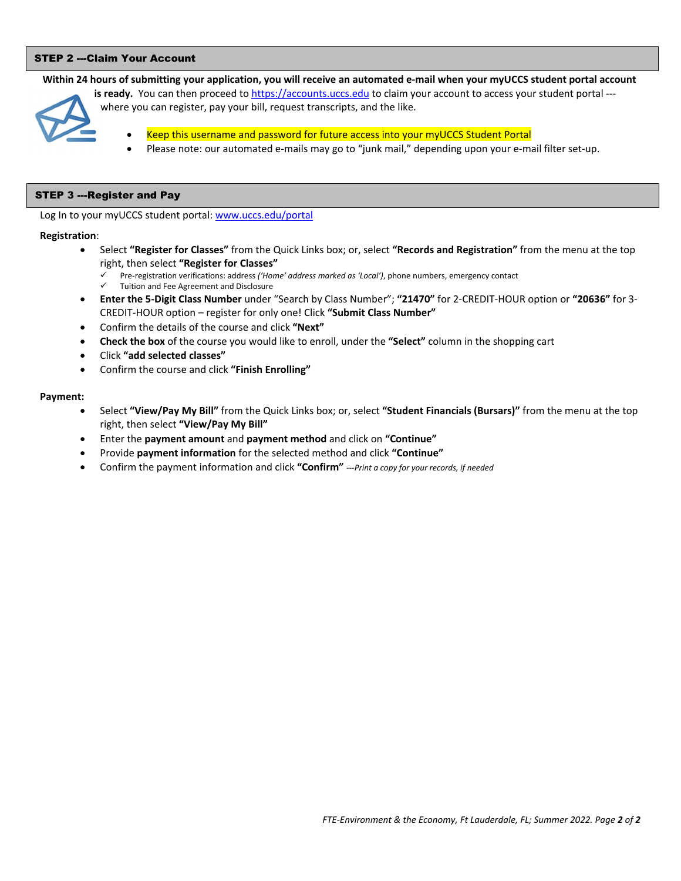## STEP 2 ---Claim Your Account

**Within 24 hours of submitting your application, you will receive an automated e-mail when your myUCCS student portal account is ready.** You can then proceed to https://accounts.uccs.edu to claim your account to access your student portal --- where you can register, pay your bill, request transcripts, and the like.

- Keep this username and password for future access into your myUCCS Student Portal
- Please note: our automated e-mails may go to "junk mail," depending upon your e-mail filter set-up.

## STEP 3 ---Register and Pay

Log In to your myUCCS student portal: www.uccs.edu/portal

**Registration**:

- Select **"Register for Classes"** from the Quick Links box; or, select **"Records and Registration"** from the menu at the top right, then select **"Register for Classes"**
  - ✓ Pre-registration verifications: address *('Home' address marked as 'Local')*, phone numbers, emergency contact
  - ✓ Tuition and Fee Agreement and Disclosure
- **Enter the 5-Digit Class Number** under "Search by Class Number"; **"21470"** for 2-CREDIT-HOUR option or **"20636"** for 3-CREDIT-HOUR option – register for only one! Click **"Submit Class Number"**
- Confirm the details of the course and click **"Next"**
- **Check the box** of the course you would like to enroll, under the **"Select"** column in the shopping cart
- Click **"add selected classes"**
- Confirm the course and click **"Finish Enrolling"**

**Payment:**

- Select **"View/Pay My Bill"** from the Quick Links box; or, select **"Student Financials (Bursars)"** from the menu at the top right, then select **"View/Pay My Bill"**
- Enter the **payment amount** and **payment method** and click on **"Continue"**
- Provide **payment information** for the selected method and click **"Continue"**
- Confirm the payment information and click **"Confirm"** *---Print a copy for your records, if needed*